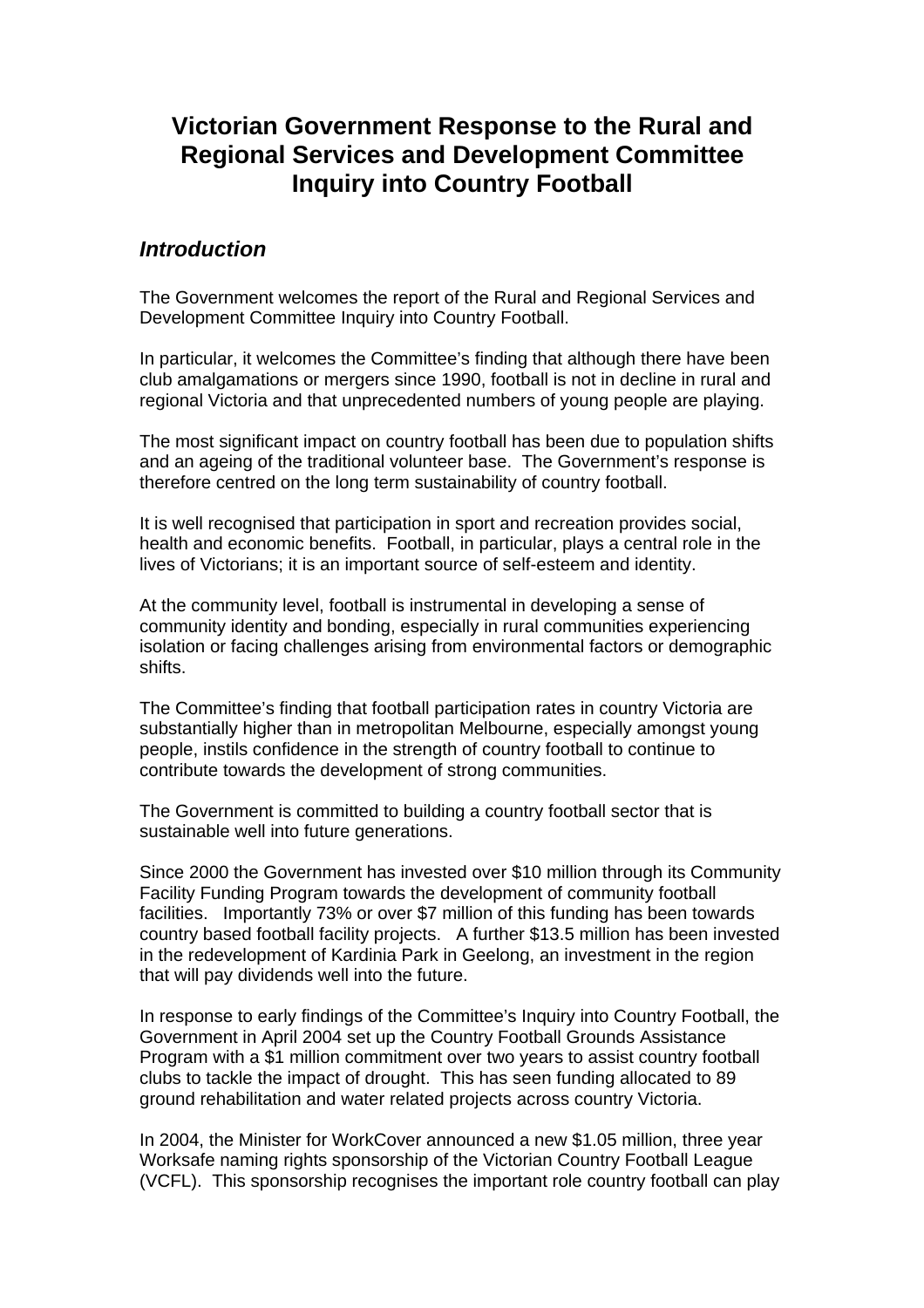# Victorian Government Response to the Rural and Regional Services and Development Committee Inquiry into Country Football

## *Introduction*

The Government welcomes the report of the Rural and Regional Services and Development Committee Inquiry into Country Football.

In particular, it welcomes the Committee's finding that although there have been club amalgamations or mergers since 1990, football is not in decline in rural and regional Victoria and that unprecedented numbers of young people are playing.

The most significant impact on country football has been due to population shifts and an ageing of the traditional volunteer base. The Government's response is therefore centred on the long term sustainability of country football.

It is well recognised that participation in sport and recreation provides social, health and economic benefits. Football, in particular, plays a central role in the lives of Victorians; it is an important source of self-esteem and identity.

At the community level, football is instrumental in developing a sense of community identity and bonding, especially in rural communities experiencing isolation or facing challenges arising from environmental factors or demographic shifts.

The Committee's finding that football participation rates in country Victoria are substantially higher than in metropolitan Melbourne, especially amongst young people, instils confidence in the strength of country football to continue to contribute towards the development of strong communities.

The Government is committed to building a country football sector that is sustainable well into future generations.

Since 2000 the Government has invested over $10 million through its Community Facility Funding Program towards the development of community football facilities. Importantly 73% or over $7 million of this funding has been towards country based football facility projects. A further $13.5 million has been invested in the redevelopment of Kardinia Park in Geelong, an investment in the region that will pay dividends well into the future.

In response to early findings of the Committee's Inquiry into Country Football, the Government in April 2004 set up the Country Football Grounds Assistance Program with a $1 million commitment over two years to assist country football clubs to tackle the impact of drought. This has seen funding allocated to 89 ground rehabilitation and water related projects across country Victoria.

In 2004, the Minister for WorkCover announced a new $1.05 million, three year Worksafe naming rights sponsorship of the Victorian Country Football League (VCFL). This sponsorship recognises the important role country football can play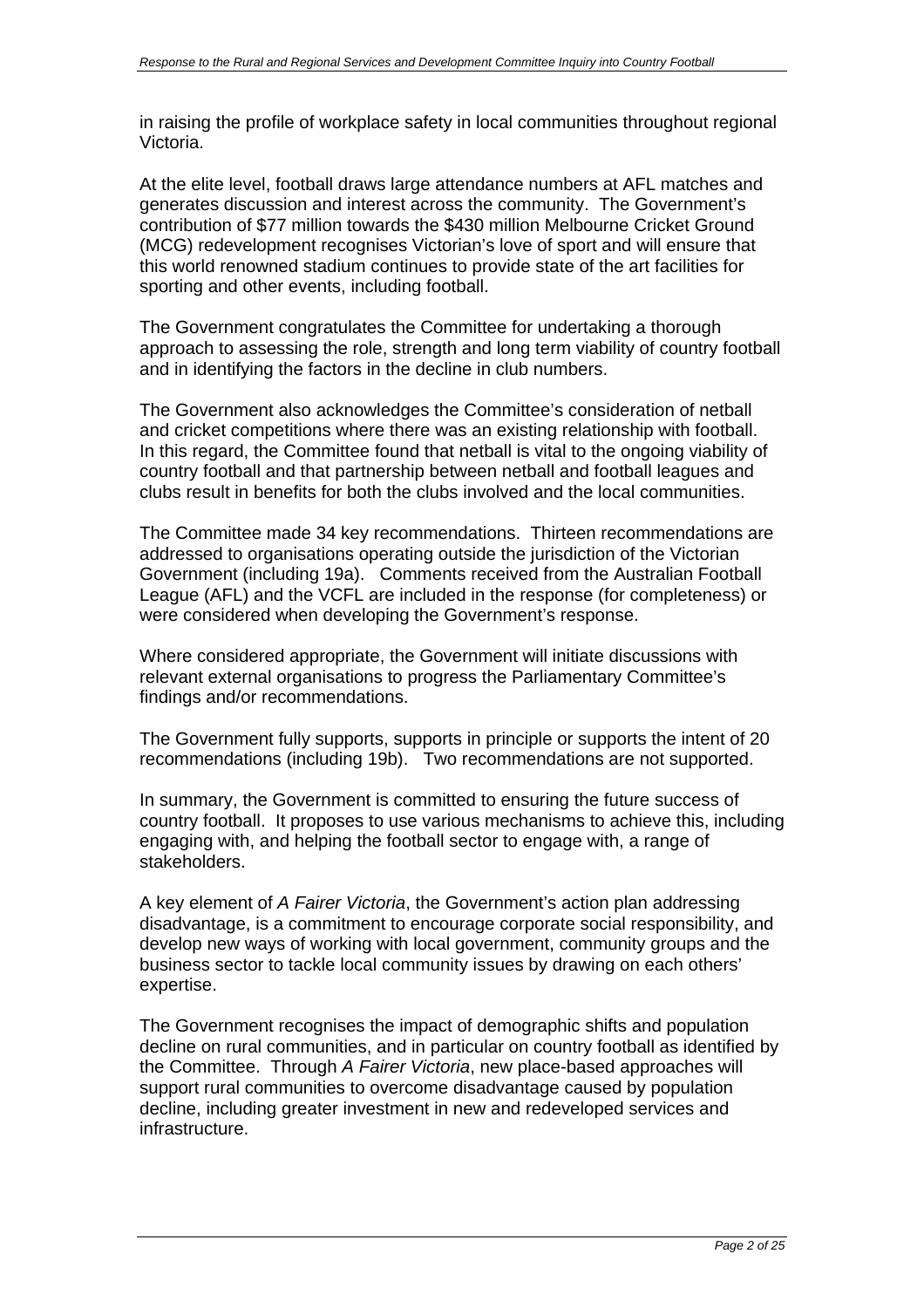in raising the profile of workplace safety in local communities throughout regional Victoria.

At the elite level, football draws large attendance numbers at AFL matches and generates discussion and interest across the community. The Government's contribution of $77 million towards the $430 million Melbourne Cricket Ground (MCG) redevelopment recognises Victorian's love of sport and will ensure that this world renowned stadium continues to provide state of the art facilities for sporting and other events, including football.

The Government congratulates the Committee for undertaking a thorough approach to assessing the role, strength and long term viability of country football and in identifying the factors in the decline in club numbers.

The Government also acknowledges the Committee's consideration of netball and cricket competitions where there was an existing relationship with football. In this regard, the Committee found that netball is vital to the ongoing viability of country football and that partnership between netball and football leagues and clubs result in benefits for both the clubs involved and the local communities.

The Committee made 34 key recommendations. Thirteen recommendations are addressed to organisations operating outside the jurisdiction of the Victorian Government (including 19a). Comments received from the Australian Football League (AFL) and the VCFL are included in the response (for completeness) or were considered when developing the Government's response.

Where considered appropriate, the Government will initiate discussions with relevant external organisations to progress the Parliamentary Committee's findings and/or recommendations.

The Government fully supports, supports in principle or supports the intent of 20 recommendations (including 19b). Two recommendations are not supported.

In summary, the Government is committed to ensuring the future success of country football. It proposes to use various mechanisms to achieve this, including engaging with, and helping the football sector to engage with, a range of stakeholders.

A key element of *A Fairer Victoria*, the Government's action plan addressing disadvantage, is a commitment to encourage corporate social responsibility, and develop new ways of working with local government, community groups and the business sector to tackle local community issues by drawing on each others' expertise.

The Government recognises the impact of demographic shifts and population decline on rural communities, and in particular on country football as identified by the Committee. Through *A Fairer Victoria*, new place-based approaches will support rural communities to overcome disadvantage caused by population decline, including greater investment in new and redeveloped services and infrastructure.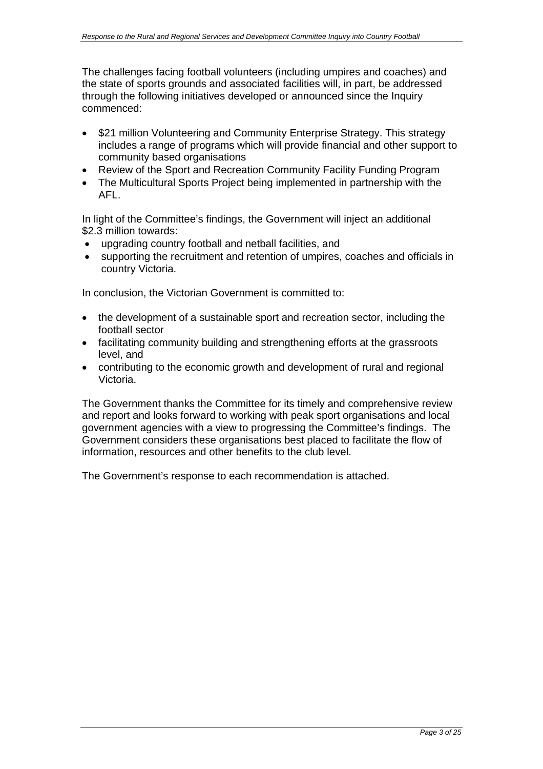The challenges facing football volunteers (including umpires and coaches) and the state of sports grounds and associated facilities will, in part, be addressed through the following initiatives developed or announced since the Inquiry commenced:

- $21 million Volunteering and Community Enterprise Strategy. This strategy includes a range of programs which will provide financial and other support to community based organisations
- Review of the Sport and Recreation Community Facility Funding Program
- The Multicultural Sports Project being implemented in partnership with the AFL.

In light of the Committee's findings, the Government will inject an additional $2.3 million towards:

- upgrading country football and netball facilities, and
- supporting the recruitment and retention of umpires, coaches and officials in country Victoria.

In conclusion, the Victorian Government is committed to:

- the development of a sustainable sport and recreation sector, including the football sector
- facilitating community building and strengthening efforts at the grassroots level, and
- contributing to the economic growth and development of rural and regional Victoria.

The Government thanks the Committee for its timely and comprehensive review and report and looks forward to working with peak sport organisations and local government agencies with a view to progressing the Committee's findings. The Government considers these organisations best placed to facilitate the flow of information, resources and other benefits to the club level.

The Government's response to each recommendation is attached.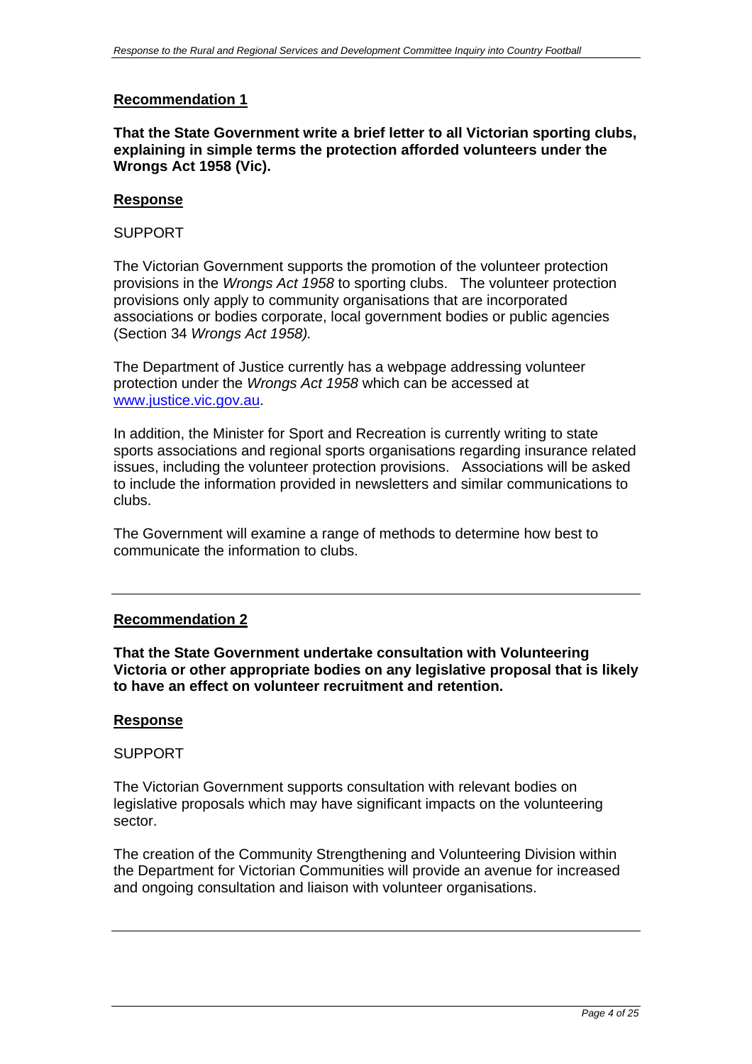## Recommendation 1

**That the State Government write a brief letter to all Victorian sporting clubs, explaining in simple terms the protection afforded volunteers under the Wrongs Act 1958 (Vic).**

### Response

SUPPORT

The Victorian Government supports the promotion of the volunteer protection provisions in the *Wrongs Act 1958* to sporting clubs. The volunteer protection provisions only apply to community organisations that are incorporated associations or bodies corporate, local government bodies or public agencies (Section 34 *Wrongs Act 1958).*

The Department of Justice currently has a webpage addressing volunteer protection under the *Wrongs Act 1958* which can be accessed at [www.justice.vic.gov.au](http://www.justice.vic.gov.au).

In addition, the Minister for Sport and Recreation is currently writing to state sports associations and regional sports organisations regarding insurance related issues, including the volunteer protection provisions. Associations will be asked to include the information provided in newsletters and similar communications to clubs.

The Government will examine a range of methods to determine how best to communicate the information to clubs.

---

## Recommendation 2

**That the State Government undertake consultation with Volunteering Victoria or other appropriate bodies on any legislative proposal that is likely to have an effect on volunteer recruitment and retention.**

### Response

SUPPORT

The Victorian Government supports consultation with relevant bodies on legislative proposals which may have significant impacts on the volunteering sector.

The creation of the Community Strengthening and Volunteering Division within the Department for Victorian Communities will provide an avenue for increased and ongoing consultation and liaison with volunteer organisations.

---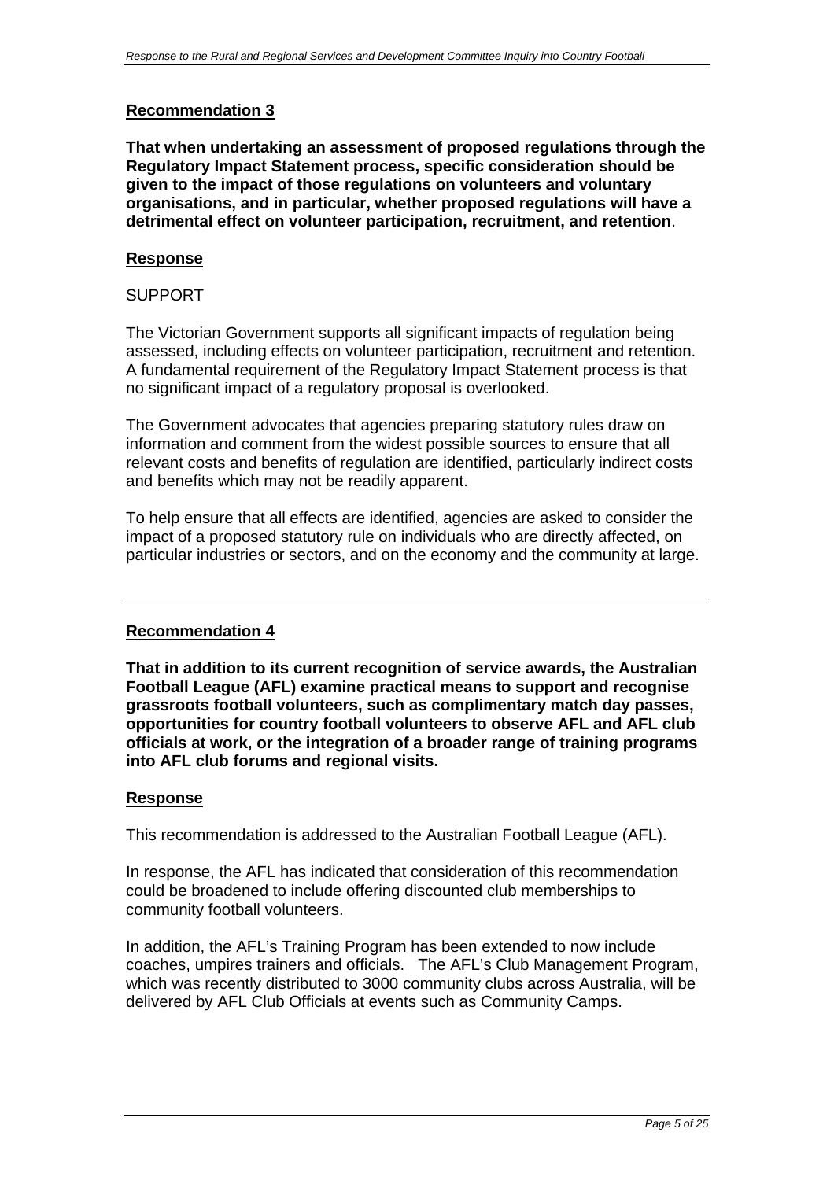## Recommendation 3

**That when undertaking an assessment of proposed regulations through the Regulatory Impact Statement process, specific consideration should be given to the impact of those regulations on volunteers and voluntary organisations, and in particular, whether proposed regulations will have a detrimental effect on volunteer participation, recruitment, and retention**.

### Response

SUPPORT

The Victorian Government supports all significant impacts of regulation being assessed, including effects on volunteer participation, recruitment and retention. A fundamental requirement of the Regulatory Impact Statement process is that no significant impact of a regulatory proposal is overlooked.

The Government advocates that agencies preparing statutory rules draw on information and comment from the widest possible sources to ensure that all relevant costs and benefits of regulation are identified, particularly indirect costs and benefits which may not be readily apparent.

To help ensure that all effects are identified, agencies are asked to consider the impact of a proposed statutory rule on individuals who are directly affected, on particular industries or sectors, and on the economy and the community at large.

---

## Recommendation 4

**That in addition to its current recognition of service awards, the Australian Football League (AFL) examine practical means to support and recognise grassroots football volunteers, such as complimentary match day passes, opportunities for country football volunteers to observe AFL and AFL club officials at work, or the integration of a broader range of training programs into AFL club forums and regional visits.**

### Response

This recommendation is addressed to the Australian Football League (AFL).

In response, the AFL has indicated that consideration of this recommendation could be broadened to include offering discounted club memberships to community football volunteers.

In addition, the AFL's Training Program has been extended to now include coaches, umpires trainers and officials. The AFL's Club Management Program, which was recently distributed to 3000 community clubs across Australia, will be delivered by AFL Club Officials at events such as Community Camps.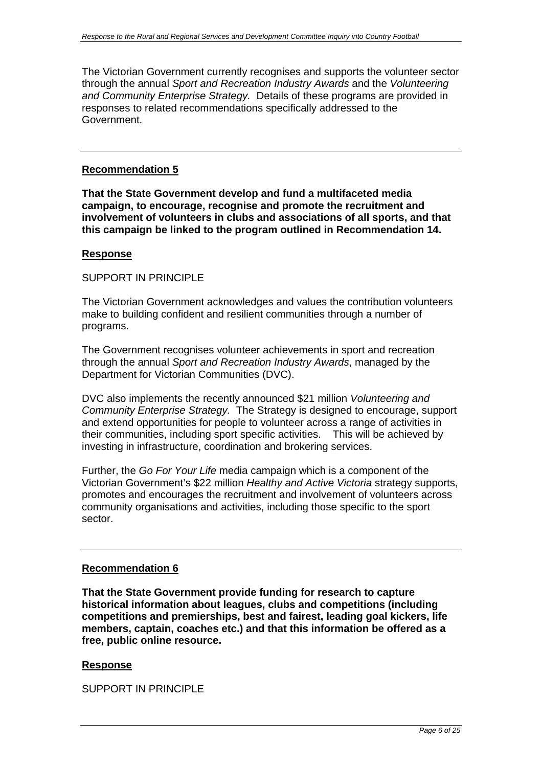The Victorian Government currently recognises and supports the volunteer sector through the annual *Sport and Recreation Industry Awards* and the *Volunteering and Community Enterprise Strategy.* Details of these programs are provided in responses to related recommendations specifically addressed to the Government.

---

**Recommendation 5**

**That the State Government develop and fund a multifaceted media campaign, to encourage, recognise and promote the recruitment and involvement of volunteers in clubs and associations of all sports, and that this campaign be linked to the program outlined in Recommendation 14.**

**Response**

SUPPORT IN PRINCIPLE

The Victorian Government acknowledges and values the contribution volunteers make to building confident and resilient communities through a number of programs.

The Government recognises volunteer achievements in sport and recreation through the annual *Sport and Recreation Industry Awards*, managed by the Department for Victorian Communities (DVC).

DVC also implements the recently announced $21 million *Volunteering and Community Enterprise Strategy.* The Strategy is designed to encourage, support and extend opportunities for people to volunteer across a range of activities in their communities, including sport specific activities. This will be achieved by investing in infrastructure, coordination and brokering services.

Further, the *Go For Your Life* media campaign which is a component of the Victorian Government's $22 million *Healthy and Active Victoria* strategy supports, promotes and encourages the recruitment and involvement of volunteers across community organisations and activities, including those specific to the sport sector.

---

**Recommendation 6**

**That the State Government provide funding for research to capture historical information about leagues, clubs and competitions (including competitions and premierships, best and fairest, leading goal kickers, life members, captain, coaches etc.) and that this information be offered as a free, public online resource.**

**Response**

SUPPORT IN PRINCIPLE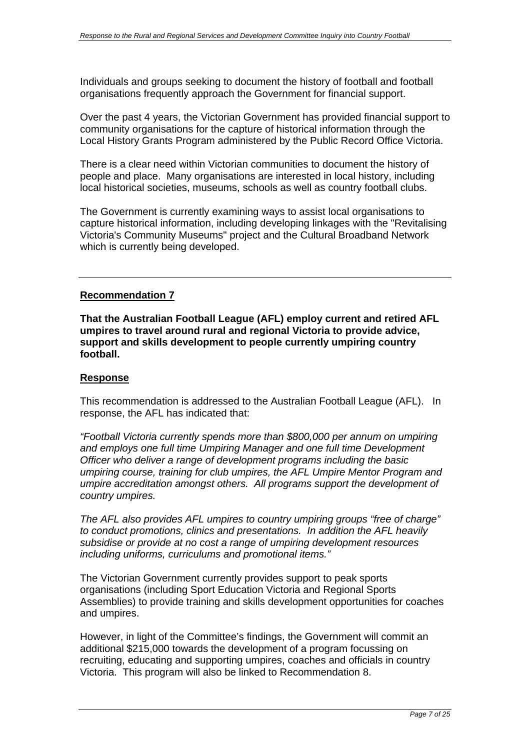Individuals and groups seeking to document the history of football and football organisations frequently approach the Government for financial support.

Over the past 4 years, the Victorian Government has provided financial support to community organisations for the capture of historical information through the Local History Grants Program administered by the Public Record Office Victoria.

There is a clear need within Victorian communities to document the history of people and place. Many organisations are interested in local history, including local historical societies, museums, schools as well as country football clubs.

The Government is currently examining ways to assist local organisations to capture historical information, including developing linkages with the "Revitalising Victoria's Community Museums" project and the Cultural Broadband Network which is currently being developed.

---

**Recommendation 7**

**That the Australian Football League (AFL) employ current and retired AFL umpires to travel around rural and regional Victoria to provide advice, support and skills development to people currently umpiring country football.**

**Response**

This recommendation is addressed to the Australian Football League (AFL). In response, the AFL has indicated that:

*"Football Victoria currently spends more than $800,000 per annum on umpiring and employs one full time Umpiring Manager and one full time Development Officer who deliver a range of development programs including the basic umpiring course, training for club umpires, the AFL Umpire Mentor Program and umpire accreditation amongst others. All programs support the development of country umpires.*

*The AFL also provides AFL umpires to country umpiring groups "free of charge" to conduct promotions, clinics and presentations. In addition the AFL heavily subsidise or provide at no cost a range of umpiring development resources including uniforms, curriculums and promotional items."*

The Victorian Government currently provides support to peak sports organisations (including Sport Education Victoria and Regional Sports Assemblies) to provide training and skills development opportunities for coaches and umpires.

However, in light of the Committee's findings, the Government will commit an additional $215,000 towards the development of a program focussing on recruiting, educating and supporting umpires, coaches and officials in country Victoria. This program will also be linked to Recommendation 8.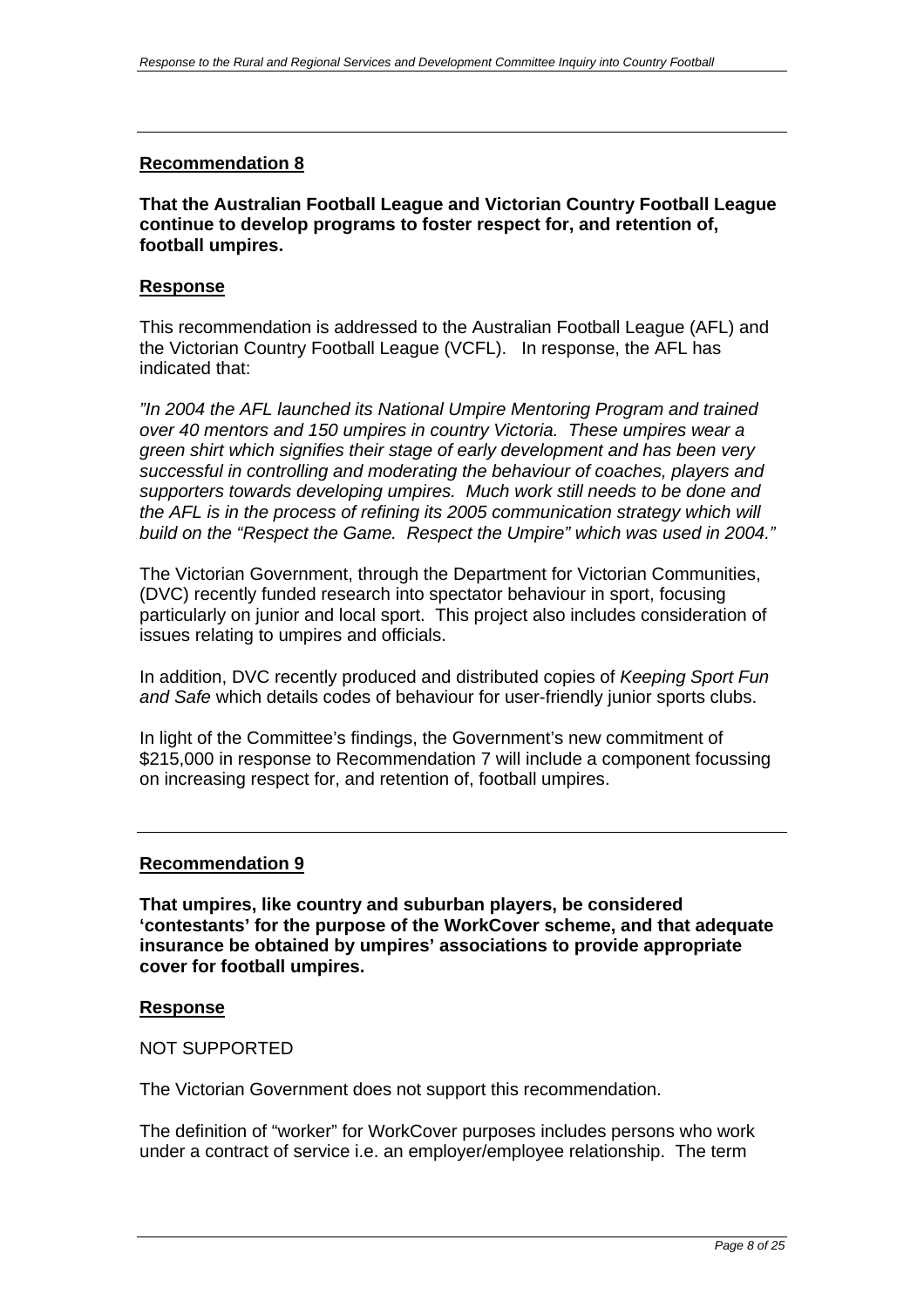---

**Recommendation 8**

**That the Australian Football League and Victorian Country Football League continue to develop programs to foster respect for, and retention of, football umpires.**

**Response**

This recommendation is addressed to the Australian Football League (AFL) and the Victorian Country Football League (VCFL). In response, the AFL has indicated that:

*"In 2004 the AFL launched its National Umpire Mentoring Program and trained over 40 mentors and 150 umpires in country Victoria. These umpires wear a green shirt which signifies their stage of early development and has been very successful in controlling and moderating the behaviour of coaches, players and supporters towards developing umpires. Much work still needs to be done and the AFL is in the process of refining its 2005 communication strategy which will build on the "Respect the Game. Respect the Umpire" which was used in 2004."*

The Victorian Government, through the Department for Victorian Communities, (DVC) recently funded research into spectator behaviour in sport, focusing particularly on junior and local sport. This project also includes consideration of issues relating to umpires and officials.

In addition, DVC recently produced and distributed copies of *Keeping Sport Fun and Safe* which details codes of behaviour for user-friendly junior sports clubs.

In light of the Committee's findings, the Government's new commitment of $215,000 in response to Recommendation 7 will include a component focussing on increasing respect for, and retention of, football umpires.

---

**Recommendation 9**

**That umpires, like country and suburban players, be considered 'contestants' for the purpose of the WorkCover scheme, and that adequate insurance be obtained by umpires' associations to provide appropriate cover for football umpires.**

**Response**

NOT SUPPORTED

The Victorian Government does not support this recommendation.

The definition of "worker" for WorkCover purposes includes persons who work under a contract of service i.e. an employer/employee relationship. The term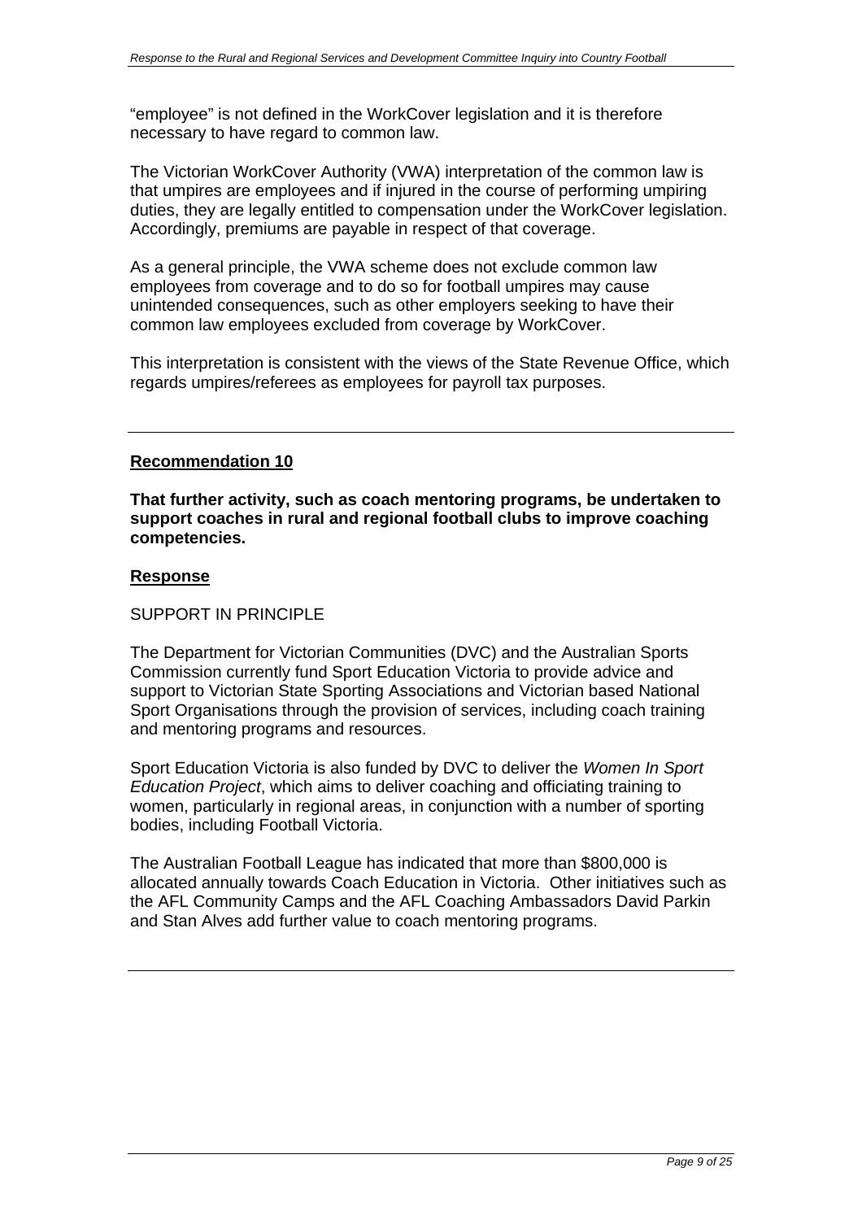"employee" is not defined in the WorkCover legislation and it is therefore necessary to have regard to common law.

The Victorian WorkCover Authority (VWA) interpretation of the common law is that umpires are employees and if injured in the course of performing umpiring duties, they are legally entitled to compensation under the WorkCover legislation. Accordingly, premiums are payable in respect of that coverage.

As a general principle, the VWA scheme does not exclude common law employees from coverage and to do so for football umpires may cause unintended consequences, such as other employers seeking to have their common law employees excluded from coverage by WorkCover.

This interpretation is consistent with the views of the State Revenue Office, which regards umpires/referees as employees for payroll tax purposes.

---

**Recommendation 10**

**That further activity, such as coach mentoring programs, be undertaken to support coaches in rural and regional football clubs to improve coaching competencies.**

**Response**

SUPPORT IN PRINCIPLE

The Department for Victorian Communities (DVC) and the Australian Sports Commission currently fund Sport Education Victoria to provide advice and support to Victorian State Sporting Associations and Victorian based National Sport Organisations through the provision of services, including coach training and mentoring programs and resources.

Sport Education Victoria is also funded by DVC to deliver the *Women In Sport Education Project*, which aims to deliver coaching and officiating training to women, particularly in regional areas, in conjunction with a number of sporting bodies, including Football Victoria.

The Australian Football League has indicated that more than $800,000 is allocated annually towards Coach Education in Victoria. Other initiatives such as the AFL Community Camps and the AFL Coaching Ambassadors David Parkin and Stan Alves add further value to coach mentoring programs.

---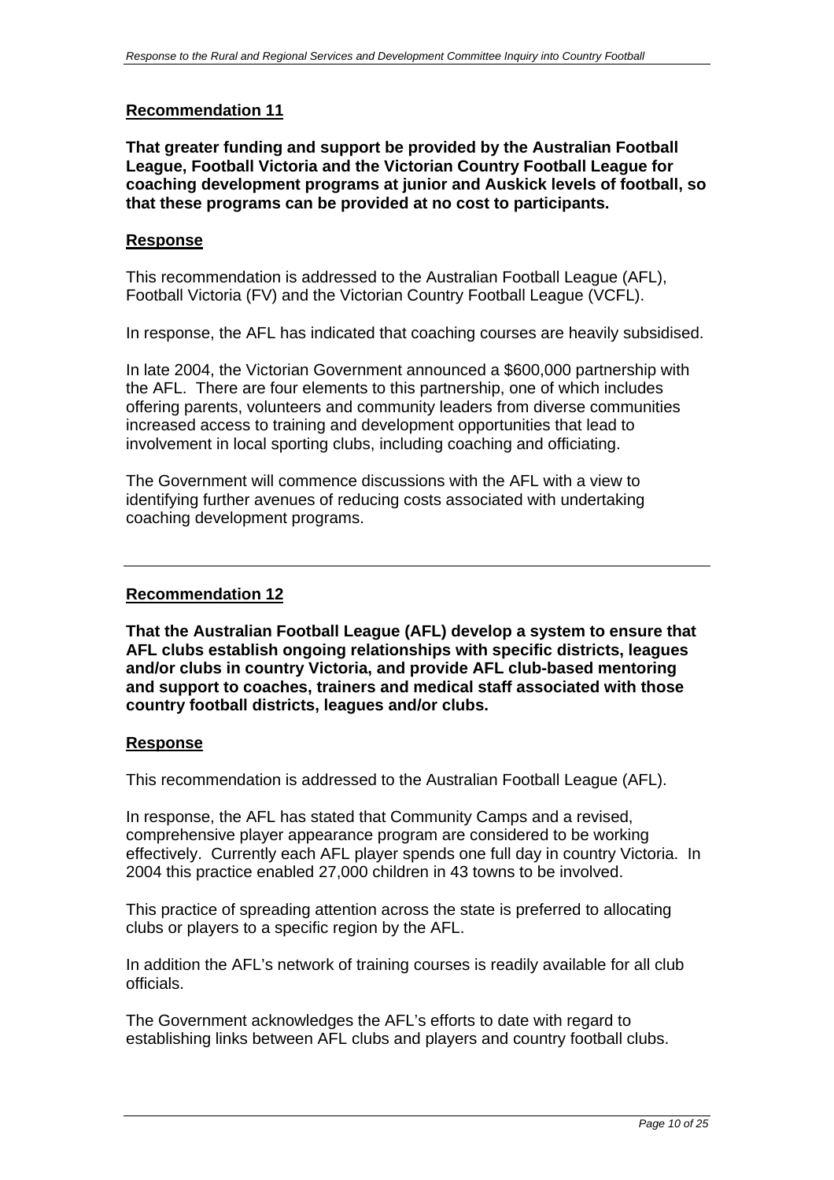## Recommendation 11

**That greater funding and support be provided by the Australian Football League, Football Victoria and the Victorian Country Football League for coaching development programs at junior and Auskick levels of football, so that these programs can be provided at no cost to participants.**

### Response

This recommendation is addressed to the Australian Football League (AFL), Football Victoria (FV) and the Victorian Country Football League (VCFL).

In response, the AFL has indicated that coaching courses are heavily subsidised.

In late 2004, the Victorian Government announced a $600,000 partnership with the AFL. There are four elements to this partnership, one of which includes offering parents, volunteers and community leaders from diverse communities increased access to training and development opportunities that lead to involvement in local sporting clubs, including coaching and officiating.

The Government will commence discussions with the AFL with a view to identifying further avenues of reducing costs associated with undertaking coaching development programs.

---

## Recommendation 12

**That the Australian Football League (AFL) develop a system to ensure that AFL clubs establish ongoing relationships with specific districts, leagues and/or clubs in country Victoria, and provide AFL club-based mentoring and support to coaches, trainers and medical staff associated with those country football districts, leagues and/or clubs.**

### Response

This recommendation is addressed to the Australian Football League (AFL).

In response, the AFL has stated that Community Camps and a revised, comprehensive player appearance program are considered to be working effectively. Currently each AFL player spends one full day in country Victoria. In 2004 this practice enabled 27,000 children in 43 towns to be involved.

This practice of spreading attention across the state is preferred to allocating clubs or players to a specific region by the AFL.

In addition the AFL's network of training courses is readily available for all club officials.

The Government acknowledges the AFL's efforts to date with regard to establishing links between AFL clubs and players and country football clubs.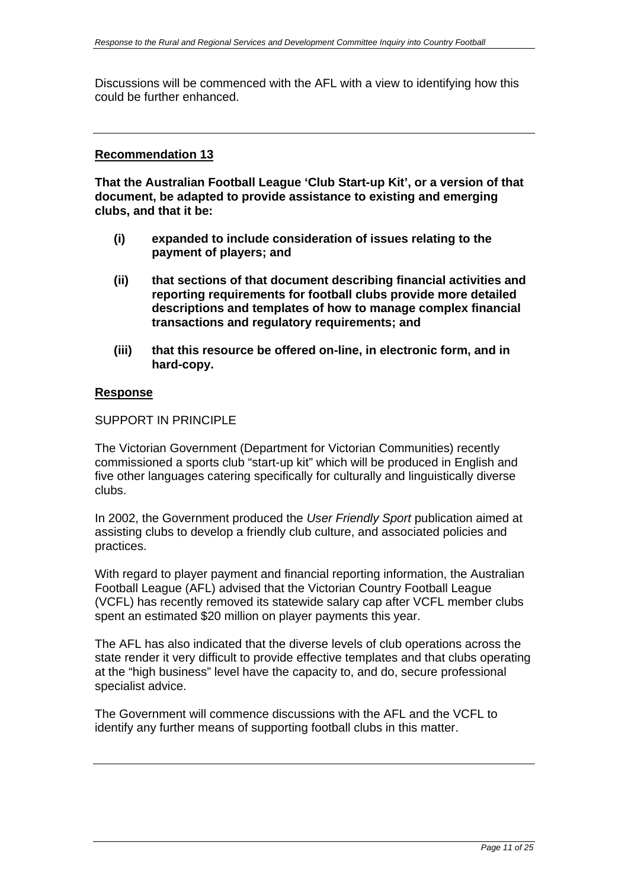Discussions will be commenced with the AFL with a view to identifying how this could be further enhanced.

---

**Recommendation 13**

**That the Australian Football League 'Club Start-up Kit', or a version of that document, be adapted to provide assistance to existing and emerging clubs, and that it be:**

**(i) expanded to include consideration of issues relating to the payment of players; and**

**(ii) that sections of that document describing financial activities and reporting requirements for football clubs provide more detailed descriptions and templates of how to manage complex financial transactions and regulatory requirements; and**

**(iii) that this resource be offered on-line, in electronic form, and in hard-copy.**

**Response**

SUPPORT IN PRINCIPLE

The Victorian Government (Department for Victorian Communities) recently commissioned a sports club "start-up kit" which will be produced in English and five other languages catering specifically for culturally and linguistically diverse clubs.

In 2002, the Government produced the *User Friendly Sport* publication aimed at assisting clubs to develop a friendly club culture, and associated policies and practices.

With regard to player payment and financial reporting information, the Australian Football League (AFL) advised that the Victorian Country Football League (VCFL) has recently removed its statewide salary cap after VCFL member clubs spent an estimated $20 million on player payments this year.

The AFL has also indicated that the diverse levels of club operations across the state render it very difficult to provide effective templates and that clubs operating at the "high business" level have the capacity to, and do, secure professional specialist advice.

The Government will commence discussions with the AFL and the VCFL to identify any further means of supporting football clubs in this matter.

---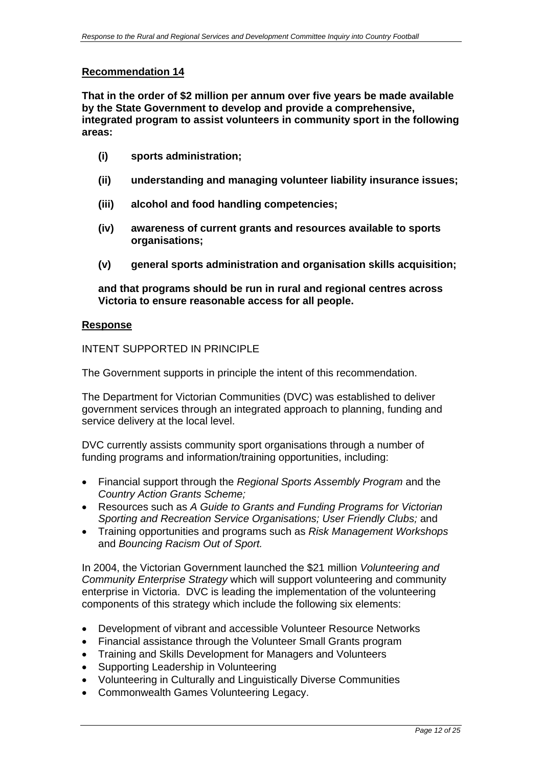## Recommendation 14

**That in the order of $2 million per annum over five years be made available by the State Government to develop and provide a comprehensive, integrated program to assist volunteers in community sport in the following areas:**

- **(i) sports administration;**
- **(ii) understanding and managing volunteer liability insurance issues;**
- **(iii) alcohol and food handling competencies;**
- **(iv) awareness of current grants and resources available to sports organisations;**
- **(v) general sports administration and organisation skills acquisition;**

**and that programs should be run in rural and regional centres across Victoria to ensure reasonable access for all people.**

## Response

INTENT SUPPORTED IN PRINCIPLE

The Government supports in principle the intent of this recommendation.

The Department for Victorian Communities (DVC) was established to deliver government services through an integrated approach to planning, funding and service delivery at the local level.

DVC currently assists community sport organisations through a number of funding programs and information/training opportunities, including:

- Financial support through the *Regional Sports Assembly Program* and the *Country Action Grants Scheme;*
- Resources such as *A Guide to Grants and Funding Programs for Victorian Sporting and Recreation Service Organisations; User Friendly Clubs;* and
- Training opportunities and programs such as *Risk Management Workshops* and *Bouncing Racism Out of Sport.*

In 2004, the Victorian Government launched the $21 million *Volunteering and Community Enterprise Strategy* which will support volunteering and community enterprise in Victoria. DVC is leading the implementation of the volunteering components of this strategy which include the following six elements:

- Development of vibrant and accessible Volunteer Resource Networks
- Financial assistance through the Volunteer Small Grants program
- Training and Skills Development for Managers and Volunteers
- Supporting Leadership in Volunteering
- Volunteering in Culturally and Linguistically Diverse Communities
- Commonwealth Games Volunteering Legacy.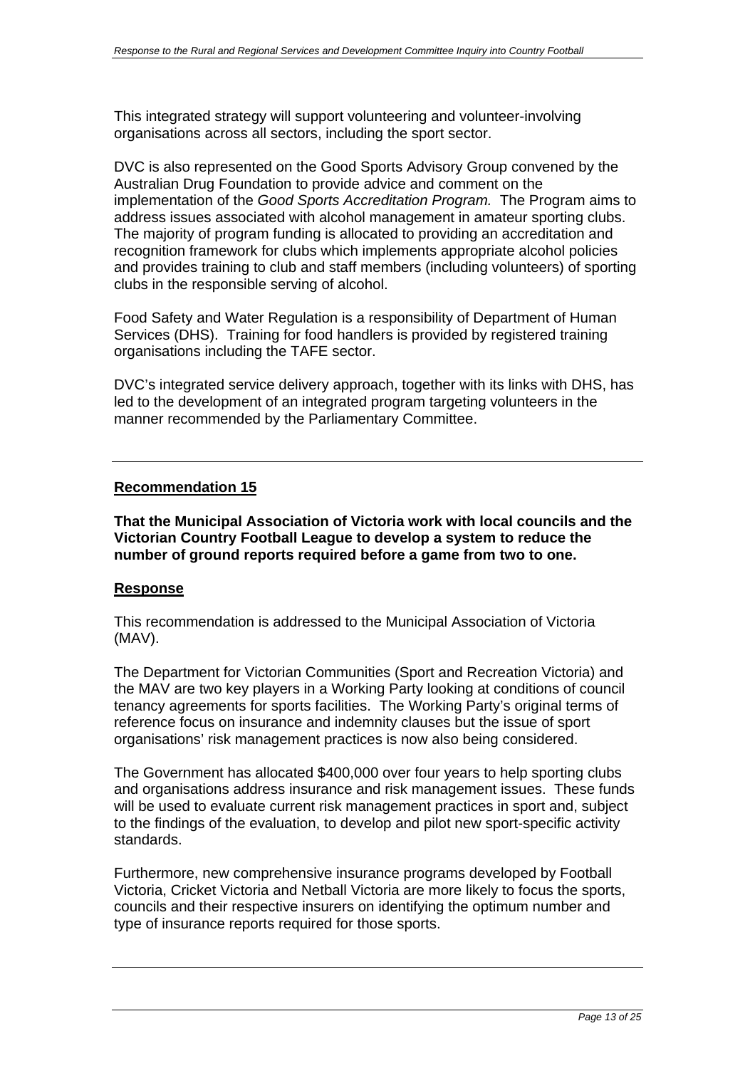This integrated strategy will support volunteering and volunteer-involving organisations across all sectors, including the sport sector.

DVC is also represented on the Good Sports Advisory Group convened by the Australian Drug Foundation to provide advice and comment on the implementation of the *Good Sports Accreditation Program.* The Program aims to address issues associated with alcohol management in amateur sporting clubs. The majority of program funding is allocated to providing an accreditation and recognition framework for clubs which implements appropriate alcohol policies and provides training to club and staff members (including volunteers) of sporting clubs in the responsible serving of alcohol.

Food Safety and Water Regulation is a responsibility of Department of Human Services (DHS). Training for food handlers is provided by registered training organisations including the TAFE sector.

DVC's integrated service delivery approach, together with its links with DHS, has led to the development of an integrated program targeting volunteers in the manner recommended by the Parliamentary Committee.

---

**<u>Recommendation 15</u>**

**That the Municipal Association of Victoria work with local councils and the Victorian Country Football League to develop a system to reduce the number of ground reports required before a game from two to one.**

**<u>Response</u>**

This recommendation is addressed to the Municipal Association of Victoria (MAV).

The Department for Victorian Communities (Sport and Recreation Victoria) and the MAV are two key players in a Working Party looking at conditions of council tenancy agreements for sports facilities. The Working Party's original terms of reference focus on insurance and indemnity clauses but the issue of sport organisations' risk management practices is now also being considered.

The Government has allocated $400,000 over four years to help sporting clubs and organisations address insurance and risk management issues. These funds will be used to evaluate current risk management practices in sport and, subject to the findings of the evaluation, to develop and pilot new sport-specific activity standards.

Furthermore, new comprehensive insurance programs developed by Football Victoria, Cricket Victoria and Netball Victoria are more likely to focus the sports, councils and their respective insurers on identifying the optimum number and type of insurance reports required for those sports.

---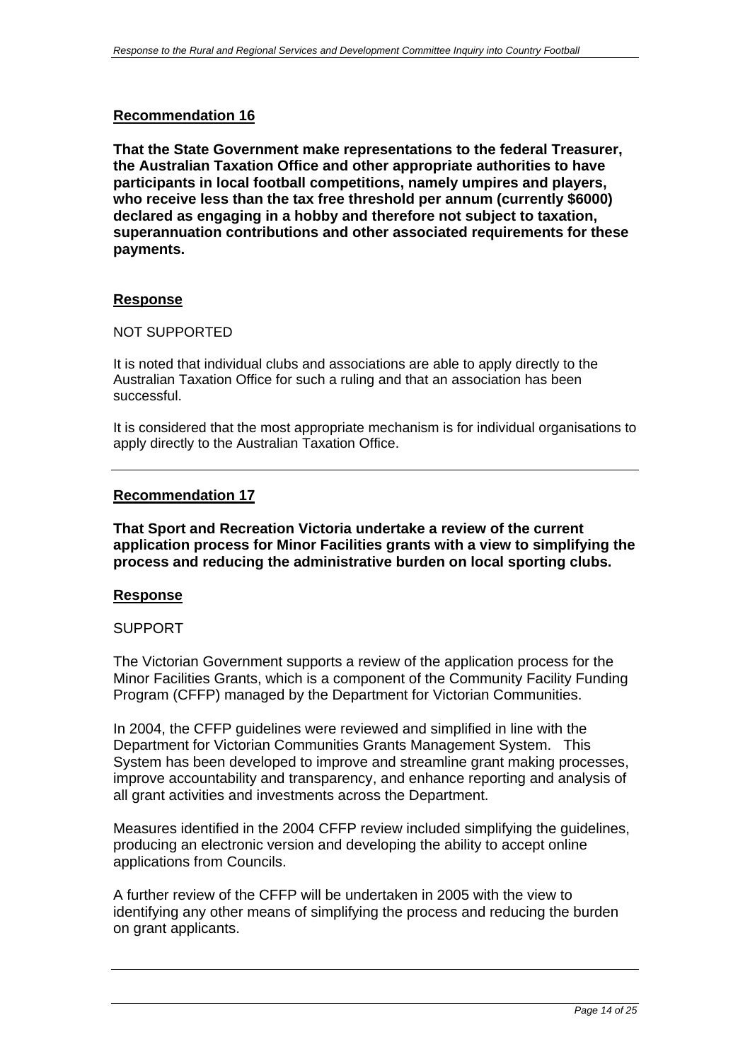## Recommendation 16

**That the State Government make representations to the federal Treasurer, the Australian Taxation Office and other appropriate authorities to have participants in local football competitions, namely umpires and players, who receive less than the tax free threshold per annum (currently $6000) declared as engaging in a hobby and therefore not subject to taxation, superannuation contributions and other associated requirements for these payments.**

### Response

NOT SUPPORTED

It is noted that individual clubs and associations are able to apply directly to the Australian Taxation Office for such a ruling and that an association has been successful.

It is considered that the most appropriate mechanism is for individual organisations to apply directly to the Australian Taxation Office.

---

## Recommendation 17

**That Sport and Recreation Victoria undertake a review of the current application process for Minor Facilities grants with a view to simplifying the process and reducing the administrative burden on local sporting clubs.**

### Response

SUPPORT

The Victorian Government supports a review of the application process for the Minor Facilities Grants, which is a component of the Community Facility Funding Program (CFFP) managed by the Department for Victorian Communities.

In 2004, the CFFP guidelines were reviewed and simplified in line with the Department for Victorian Communities Grants Management System. This System has been developed to improve and streamline grant making processes, improve accountability and transparency, and enhance reporting and analysis of all grant activities and investments across the Department.

Measures identified in the 2004 CFFP review included simplifying the guidelines, producing an electronic version and developing the ability to accept online applications from Councils.

A further review of the CFFP will be undertaken in 2005 with the view to identifying any other means of simplifying the process and reducing the burden on grant applicants.

---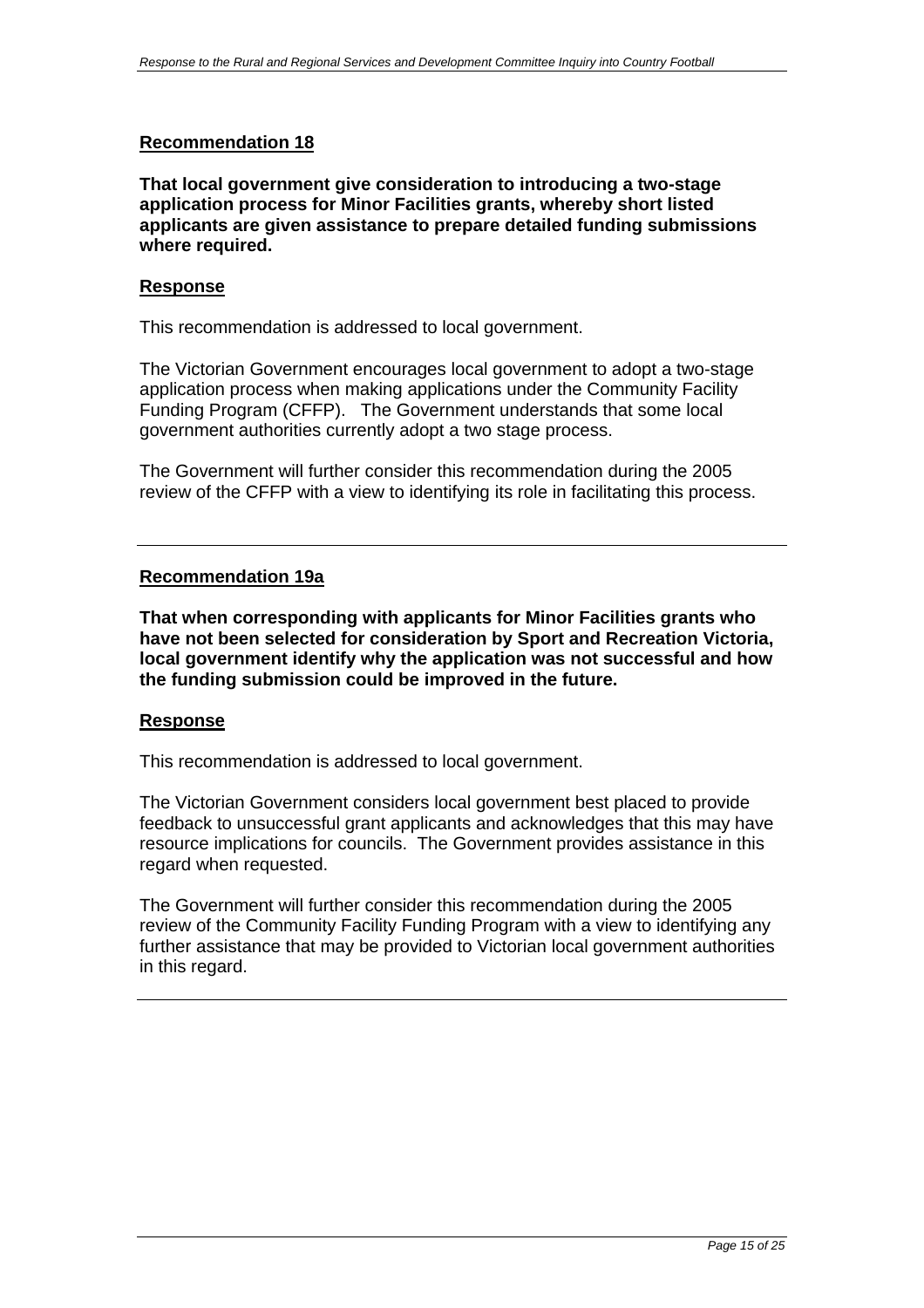## Recommendation 18

**That local government give consideration to introducing a two-stage application process for Minor Facilities grants, whereby short listed applicants are given assistance to prepare detailed funding submissions where required.**

## Response

This recommendation is addressed to local government.

The Victorian Government encourages local government to adopt a two-stage application process when making applications under the Community Facility Funding Program (CFFP). The Government understands that some local government authorities currently adopt a two stage process.

The Government will further consider this recommendation during the 2005 review of the CFFP with a view to identifying its role in facilitating this process.

---

## Recommendation 19a

**That when corresponding with applicants for Minor Facilities grants who have not been selected for consideration by Sport and Recreation Victoria, local government identify why the application was not successful and how the funding submission could be improved in the future.**

## Response

This recommendation is addressed to local government.

The Victorian Government considers local government best placed to provide feedback to unsuccessful grant applicants and acknowledges that this may have resource implications for councils. The Government provides assistance in this regard when requested.

The Government will further consider this recommendation during the 2005 review of the Community Facility Funding Program with a view to identifying any further assistance that may be provided to Victorian local government authorities in this regard.

---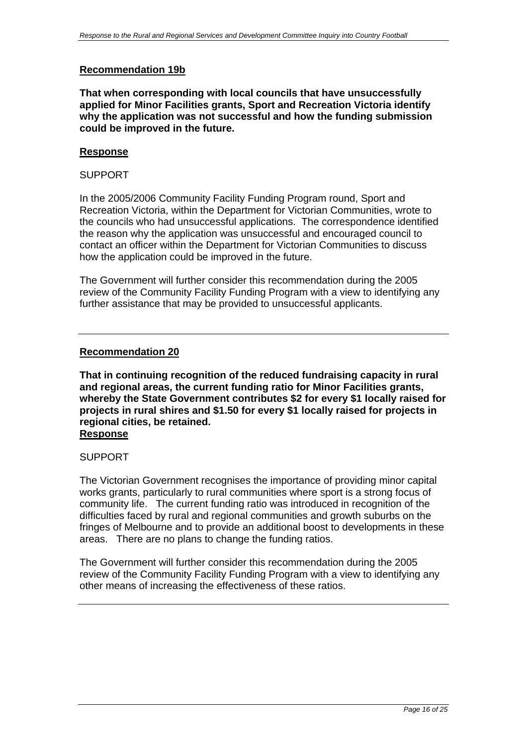**Recommendation 19b**

**That when corresponding with local councils that have unsuccessfully applied for Minor Facilities grants, Sport and Recreation Victoria identify why the application was not successful and how the funding submission could be improved in the future.**

**Response**

SUPPORT

In the 2005/2006 Community Facility Funding Program round, Sport and Recreation Victoria, within the Department for Victorian Communities, wrote to the councils who had unsuccessful applications. The correspondence identified the reason why the application was unsuccessful and encouraged council to contact an officer within the Department for Victorian Communities to discuss how the application could be improved in the future.

The Government will further consider this recommendation during the 2005 review of the Community Facility Funding Program with a view to identifying any further assistance that may be provided to unsuccessful applicants.

---

**Recommendation 20**

**That in continuing recognition of the reduced fundraising capacity in rural and regional areas, the current funding ratio for Minor Facilities grants, whereby the State Government contributes $2 for every $1 locally raised for projects in rural shires and $1.50 for every $1 locally raised for projects in regional cities, be retained.**

**Response**

SUPPORT

The Victorian Government recognises the importance of providing minor capital works grants, particularly to rural communities where sport is a strong focus of community life. The current funding ratio was introduced in recognition of the difficulties faced by rural and regional communities and growth suburbs on the fringes of Melbourne and to provide an additional boost to developments in these areas. There are no plans to change the funding ratios.

The Government will further consider this recommendation during the 2005 review of the Community Facility Funding Program with a view to identifying any other means of increasing the effectiveness of these ratios.

---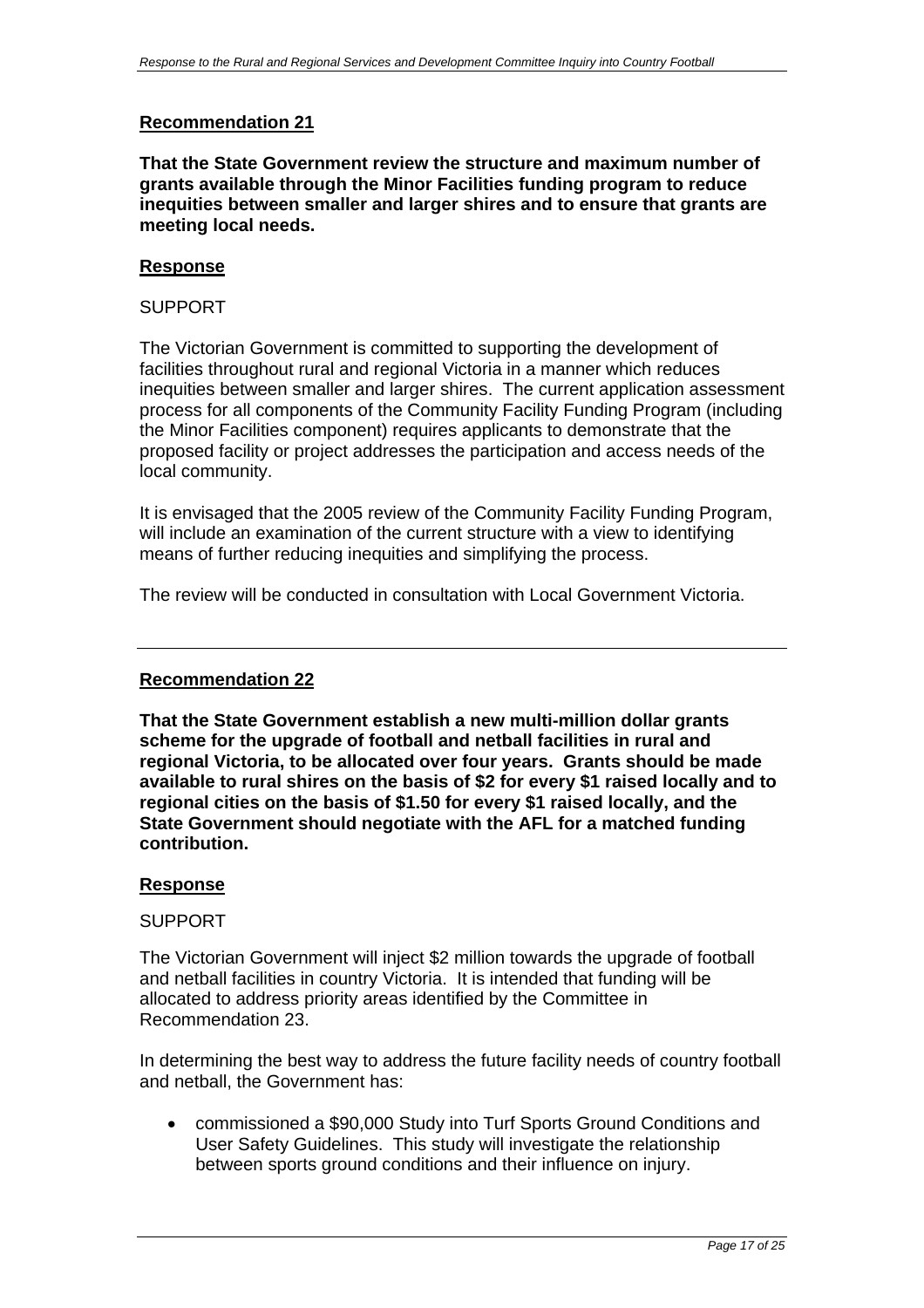## Recommendation 21

**That the State Government review the structure and maximum number of grants available through the Minor Facilities funding program to reduce inequities between smaller and larger shires and to ensure that grants are meeting local needs.**

### Response

SUPPORT

The Victorian Government is committed to supporting the development of facilities throughout rural and regional Victoria in a manner which reduces inequities between smaller and larger shires. The current application assessment process for all components of the Community Facility Funding Program (including the Minor Facilities component) requires applicants to demonstrate that the proposed facility or project addresses the participation and access needs of the local community.

It is envisaged that the 2005 review of the Community Facility Funding Program, will include an examination of the current structure with a view to identifying means of further reducing inequities and simplifying the process.

The review will be conducted in consultation with Local Government Victoria.

---

## Recommendation 22

**That the State Government establish a new multi-million dollar grants scheme for the upgrade of football and netball facilities in rural and regional Victoria, to be allocated over four years. Grants should be made available to rural shires on the basis of $2 for every $1 raised locally and to regional cities on the basis of $1.50 for every $1 raised locally, and the State Government should negotiate with the AFL for a matched funding contribution.**

### Response

SUPPORT

The Victorian Government will inject $2 million towards the upgrade of football and netball facilities in country Victoria. It is intended that funding will be allocated to address priority areas identified by the Committee in Recommendation 23.

In determining the best way to address the future facility needs of country football and netball, the Government has:

- commissioned a $90,000 Study into Turf Sports Ground Conditions and User Safety Guidelines. This study will investigate the relationship between sports ground conditions and their influence on injury.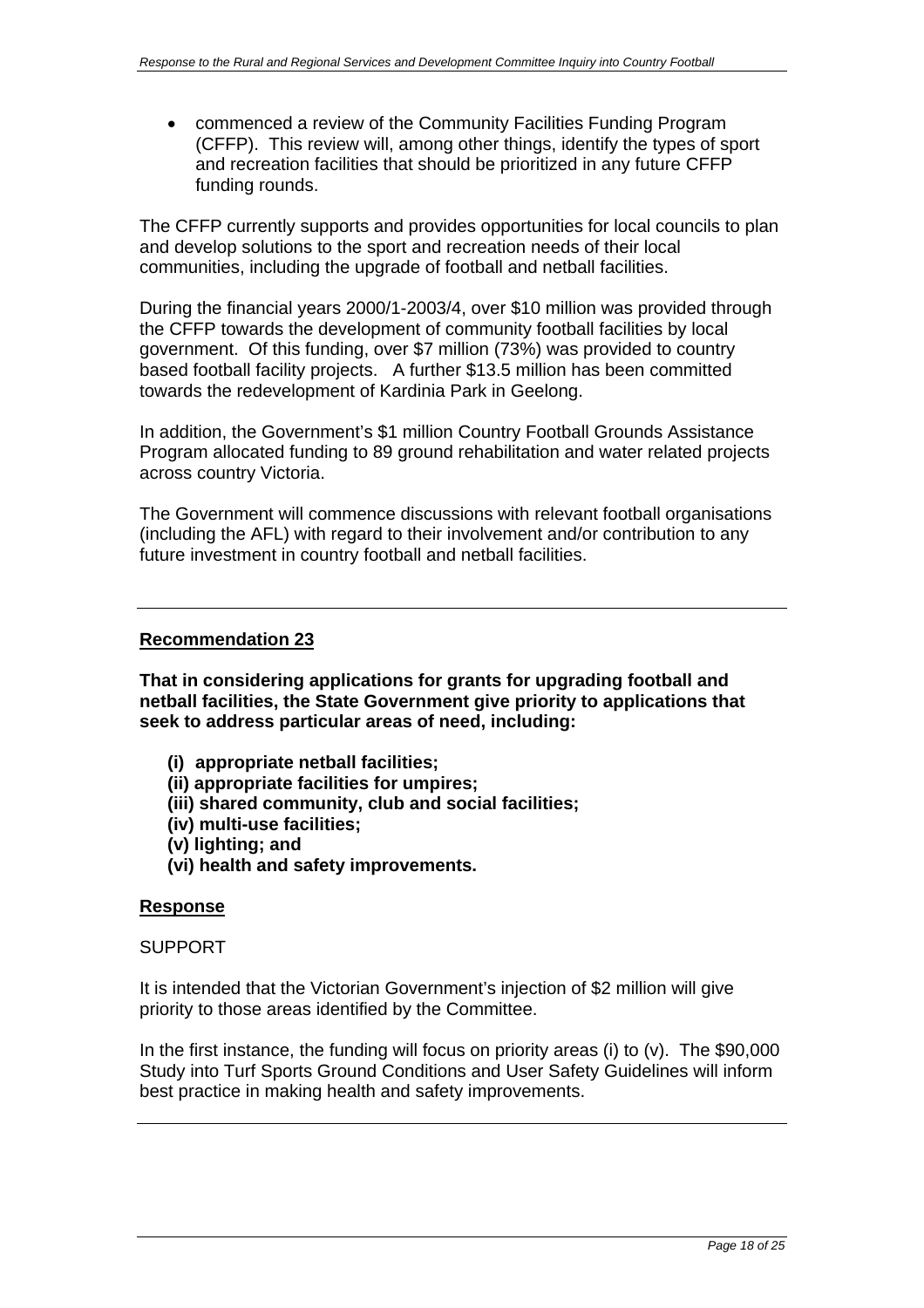- commenced a review of the Community Facilities Funding Program (CFFP). This review will, among other things, identify the types of sport and recreation facilities that should be prioritized in any future CFFP funding rounds.

The CFFP currently supports and provides opportunities for local councils to plan and develop solutions to the sport and recreation needs of their local communities, including the upgrade of football and netball facilities.

During the financial years 2000/1-2003/4, over $10 million was provided through the CFFP towards the development of community football facilities by local government. Of this funding, over $7 million (73%) was provided to country based football facility projects. A further $13.5 million has been committed towards the redevelopment of Kardinia Park in Geelong.

In addition, the Government's $1 million Country Football Grounds Assistance Program allocated funding to 89 ground rehabilitation and water related projects across country Victoria.

The Government will commence discussions with relevant football organisations (including the AFL) with regard to their involvement and/or contribution to any future investment in country football and netball facilities.

---

## Recommendation 23

**That in considering applications for grants for upgrading football and netball facilities, the State Government give priority to applications that seek to address particular areas of need, including:**

- **(i) appropriate netball facilities;**
- **(ii) appropriate facilities for umpires;**
- **(iii) shared community, club and social facilities;**
- **(iv) multi-use facilities;**
- **(v) lighting; and**
- **(vi) health and safety improvements.**

## Response

SUPPORT

It is intended that the Victorian Government's injection of $2 million will give priority to those areas identified by the Committee.

In the first instance, the funding will focus on priority areas (i) to (v). The $90,000 Study into Turf Sports Ground Conditions and User Safety Guidelines will inform best practice in making health and safety improvements.

---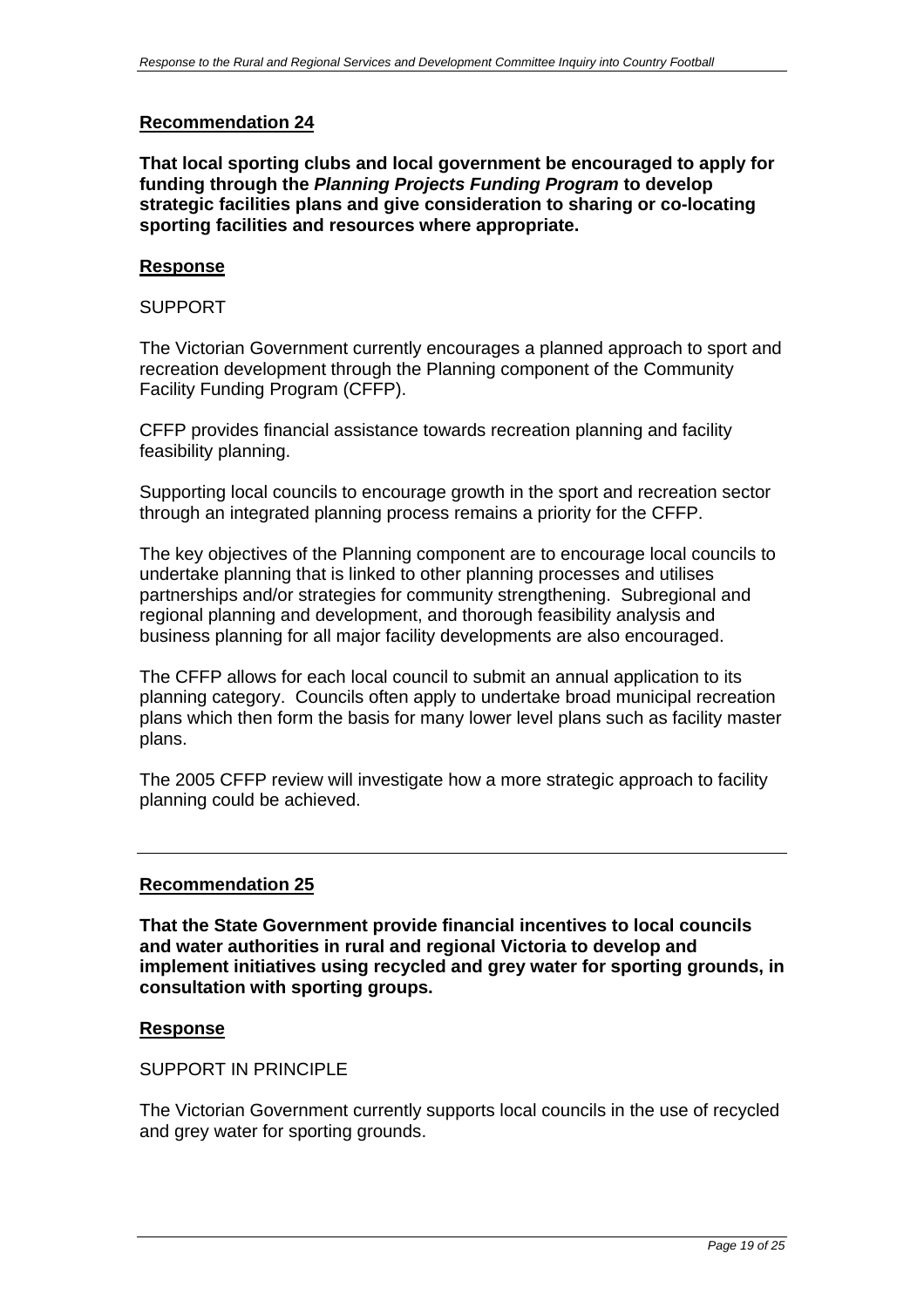## Recommendation 24

**That local sporting clubs and local government be encouraged to apply for funding through the *Planning Projects Funding Program* to develop strategic facilities plans and give consideration to sharing or co-locating sporting facilities and resources where appropriate.**

### Response

SUPPORT

The Victorian Government currently encourages a planned approach to sport and recreation development through the Planning component of the Community Facility Funding Program (CFFP).

CFFP provides financial assistance towards recreation planning and facility feasibility planning.

Supporting local councils to encourage growth in the sport and recreation sector through an integrated planning process remains a priority for the CFFP.

The key objectives of the Planning component are to encourage local councils to undertake planning that is linked to other planning processes and utilises partnerships and/or strategies for community strengthening. Subregional and regional planning and development, and thorough feasibility analysis and business planning for all major facility developments are also encouraged.

The CFFP allows for each local council to submit an annual application to its planning category. Councils often apply to undertake broad municipal recreation plans which then form the basis for many lower level plans such as facility master plans.

The 2005 CFFP review will investigate how a more strategic approach to facility planning could be achieved.

---

## Recommendation 25

**That the State Government provide financial incentives to local councils and water authorities in rural and regional Victoria to develop and implement initiatives using recycled and grey water for sporting grounds, in consultation with sporting groups.**

### Response

SUPPORT IN PRINCIPLE

The Victorian Government currently supports local councils in the use of recycled and grey water for sporting grounds.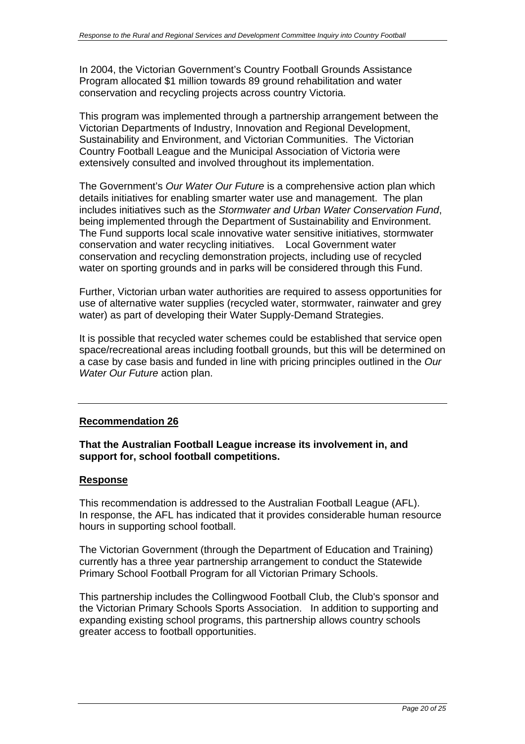In 2004, the Victorian Government's Country Football Grounds Assistance Program allocated $1 million towards 89 ground rehabilitation and water conservation and recycling projects across country Victoria.

This program was implemented through a partnership arrangement between the Victorian Departments of Industry, Innovation and Regional Development, Sustainability and Environment, and Victorian Communities. The Victorian Country Football League and the Municipal Association of Victoria were extensively consulted and involved throughout its implementation.

The Government's *Our Water Our Future* is a comprehensive action plan which details initiatives for enabling smarter water use and management. The plan includes initiatives such as the *Stormwater and Urban Water Conservation Fund*, being implemented through the Department of Sustainability and Environment. The Fund supports local scale innovative water sensitive initiatives, stormwater conservation and water recycling initiatives. Local Government water conservation and recycling demonstration projects, including use of recycled water on sporting grounds and in parks will be considered through this Fund.

Further, Victorian urban water authorities are required to assess opportunities for use of alternative water supplies (recycled water, stormwater, rainwater and grey water) as part of developing their Water Supply-Demand Strategies.

It is possible that recycled water schemes could be established that service open space/recreational areas including football grounds, but this will be determined on a case by case basis and funded in line with pricing principles outlined in the *Our Water Our Future* action plan.

---

**Recommendation 26**

**That the Australian Football League increase its involvement in, and support for, school football competitions.**

**Response**

This recommendation is addressed to the Australian Football League (AFL). In response, the AFL has indicated that it provides considerable human resource hours in supporting school football.

The Victorian Government (through the Department of Education and Training) currently has a three year partnership arrangement to conduct the Statewide Primary School Football Program for all Victorian Primary Schools.

This partnership includes the Collingwood Football Club, the Club's sponsor and the Victorian Primary Schools Sports Association. In addition to supporting and expanding existing school programs, this partnership allows country schools greater access to football opportunities.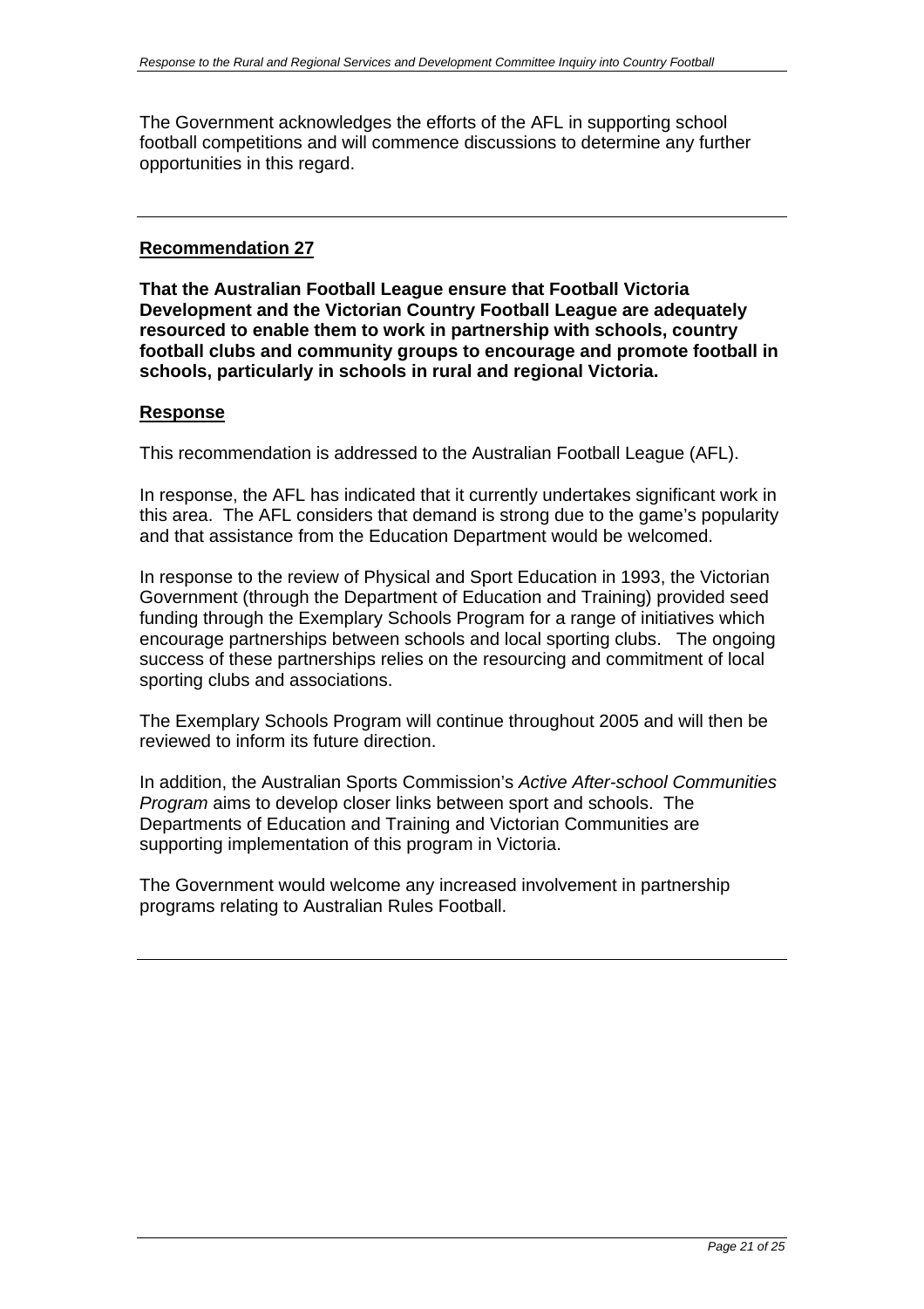The Government acknowledges the efforts of the AFL in supporting school football competitions and will commence discussions to determine any further opportunities in this regard.

---

**Recommendation 27**

**That the Australian Football League ensure that Football Victoria Development and the Victorian Country Football League are adequately resourced to enable them to work in partnership with schools, country football clubs and community groups to encourage and promote football in schools, particularly in schools in rural and regional Victoria.**

**Response**

This recommendation is addressed to the Australian Football League (AFL).

In response, the AFL has indicated that it currently undertakes significant work in this area. The AFL considers that demand is strong due to the game's popularity and that assistance from the Education Department would be welcomed.

In response to the review of Physical and Sport Education in 1993, the Victorian Government (through the Department of Education and Training) provided seed funding through the Exemplary Schools Program for a range of initiatives which encourage partnerships between schools and local sporting clubs. The ongoing success of these partnerships relies on the resourcing and commitment of local sporting clubs and associations.

The Exemplary Schools Program will continue throughout 2005 and will then be reviewed to inform its future direction.

In addition, the Australian Sports Commission's *Active After-school Communities Program* aims to develop closer links between sport and schools. The Departments of Education and Training and Victorian Communities are supporting implementation of this program in Victoria.

The Government would welcome any increased involvement in partnership programs relating to Australian Rules Football.

---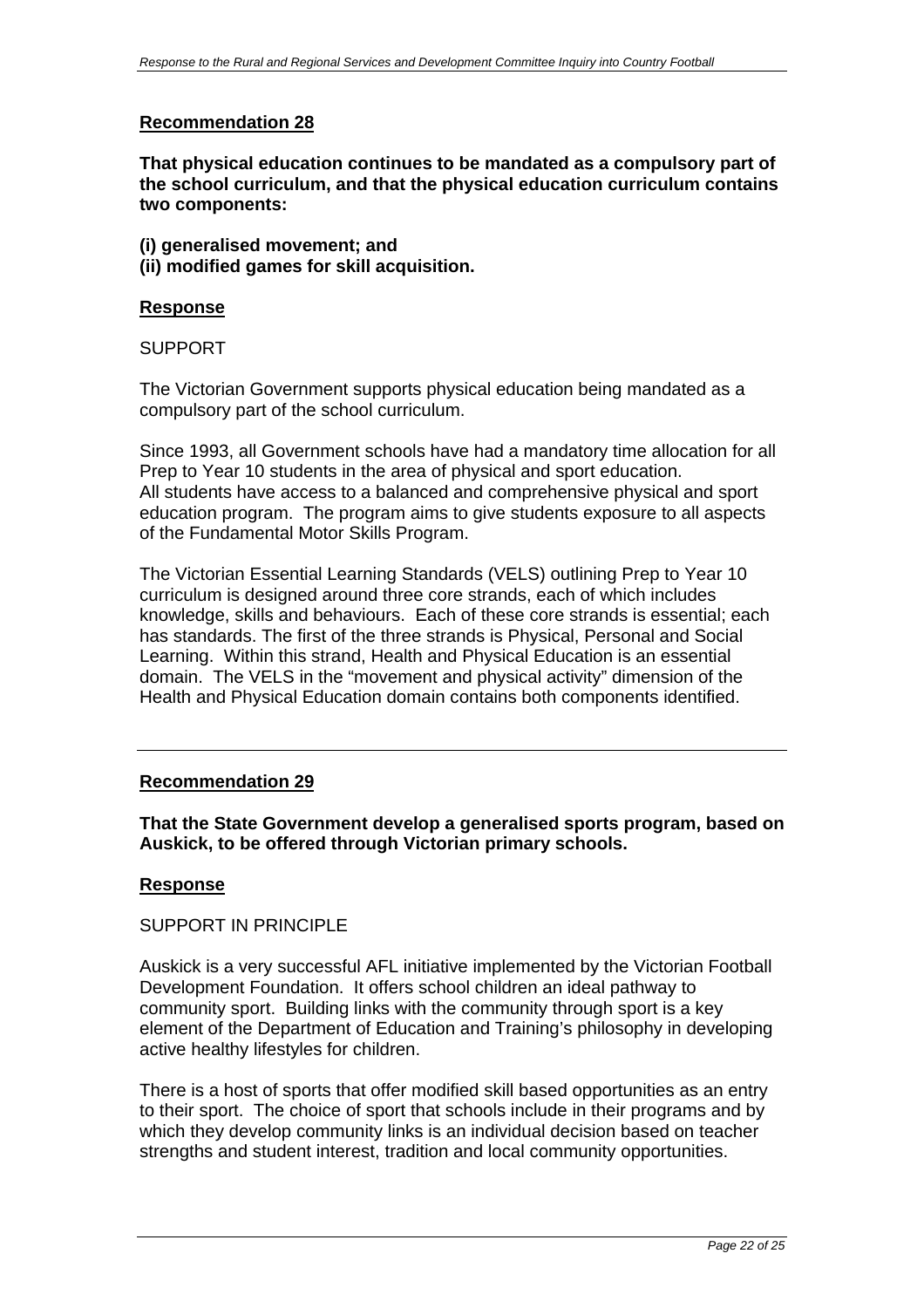## Recommendation 28

**That physical education continues to be mandated as a compulsory part of the school curriculum, and that the physical education curriculum contains two components:**

**(i) generalised movement; and**
**(ii) modified games for skill acquisition.**

### Response

SUPPORT

The Victorian Government supports physical education being mandated as a compulsory part of the school curriculum.

Since 1993, all Government schools have had a mandatory time allocation for all Prep to Year 10 students in the area of physical and sport education. All students have access to a balanced and comprehensive physical and sport education program. The program aims to give students exposure to all aspects of the Fundamental Motor Skills Program.

The Victorian Essential Learning Standards (VELS) outlining Prep to Year 10 curriculum is designed around three core strands, each of which includes knowledge, skills and behaviours. Each of these core strands is essential; each has standards. The first of the three strands is Physical, Personal and Social Learning. Within this strand, Health and Physical Education is an essential domain. The VELS in the "movement and physical activity" dimension of the Health and Physical Education domain contains both components identified.

---

## Recommendation 29

**That the State Government develop a generalised sports program, based on Auskick, to be offered through Victorian primary schools.**

### Response

SUPPORT IN PRINCIPLE

Auskick is a very successful AFL initiative implemented by the Victorian Football Development Foundation. It offers school children an ideal pathway to community sport. Building links with the community through sport is a key element of the Department of Education and Training's philosophy in developing active healthy lifestyles for children.

There is a host of sports that offer modified skill based opportunities as an entry to their sport. The choice of sport that schools include in their programs and by which they develop community links is an individual decision based on teacher strengths and student interest, tradition and local community opportunities.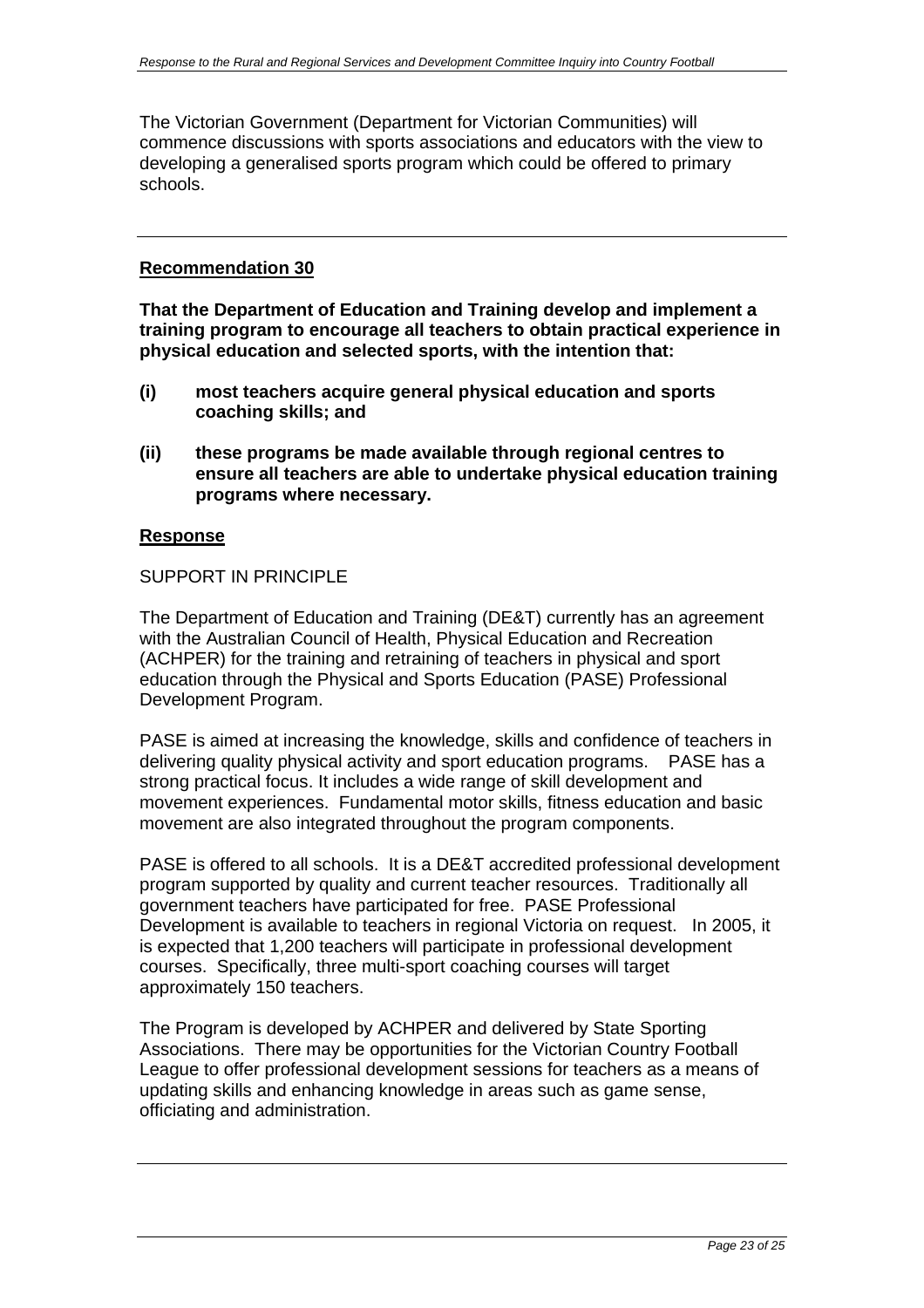The Victorian Government (Department for Victorian Communities) will commence discussions with sports associations and educators with the view to developing a generalised sports program which could be offered to primary schools.

---

**Recommendation 30**

**That the Department of Education and Training develop and implement a training program to encourage all teachers to obtain practical experience in physical education and selected sports, with the intention that:**

**(i) most teachers acquire general physical education and sports coaching skills; and**

**(ii) these programs be made available through regional centres to ensure all teachers are able to undertake physical education training programs where necessary.**

**Response**

SUPPORT IN PRINCIPLE

The Department of Education and Training (DE&T) currently has an agreement with the Australian Council of Health, Physical Education and Recreation (ACHPER) for the training and retraining of teachers in physical and sport education through the Physical and Sports Education (PASE) Professional Development Program.

PASE is aimed at increasing the knowledge, skills and confidence of teachers in delivering quality physical activity and sport education programs. PASE has a strong practical focus. It includes a wide range of skill development and movement experiences. Fundamental motor skills, fitness education and basic movement are also integrated throughout the program components.

PASE is offered to all schools. It is a DE&T accredited professional development program supported by quality and current teacher resources. Traditionally all government teachers have participated for free. PASE Professional Development is available to teachers in regional Victoria on request. In 2005, it is expected that 1,200 teachers will participate in professional development courses. Specifically, three multi-sport coaching courses will target approximately 150 teachers.

The Program is developed by ACHPER and delivered by State Sporting Associations. There may be opportunities for the Victorian Country Football League to offer professional development sessions for teachers as a means of updating skills and enhancing knowledge in areas such as game sense, officiating and administration.

---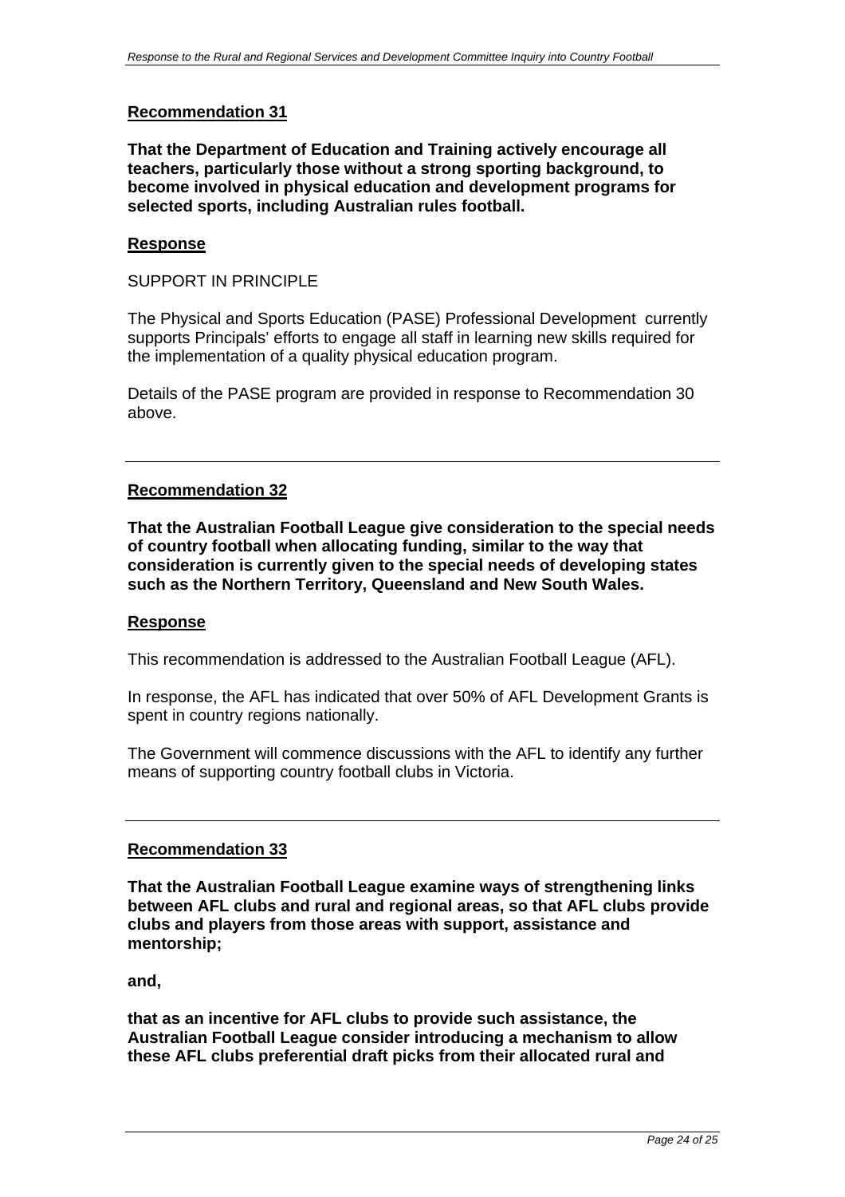**Recommendation 31**

**That the Department of Education and Training actively encourage all teachers, particularly those without a strong sporting background, to become involved in physical education and development programs for selected sports, including Australian rules football.**

**Response**

SUPPORT IN PRINCIPLE

The Physical and Sports Education (PASE) Professional Development currently supports Principals' efforts to engage all staff in learning new skills required for the implementation of a quality physical education program.

Details of the PASE program are provided in response to Recommendation 30 above.

---

**Recommendation 32**

**That the Australian Football League give consideration to the special needs of country football when allocating funding, similar to the way that consideration is currently given to the special needs of developing states such as the Northern Territory, Queensland and New South Wales.**

**Response**

This recommendation is addressed to the Australian Football League (AFL).

In response, the AFL has indicated that over 50% of AFL Development Grants is spent in country regions nationally.

The Government will commence discussions with the AFL to identify any further means of supporting country football clubs in Victoria.

---

**Recommendation 33**

**That the Australian Football League examine ways of strengthening links between AFL clubs and rural and regional areas, so that AFL clubs provide clubs and players from those areas with support, assistance and mentorship;**

**and,**

**that as an incentive for AFL clubs to provide such assistance, the Australian Football League consider introducing a mechanism to allow these AFL clubs preferential draft picks from their allocated rural and**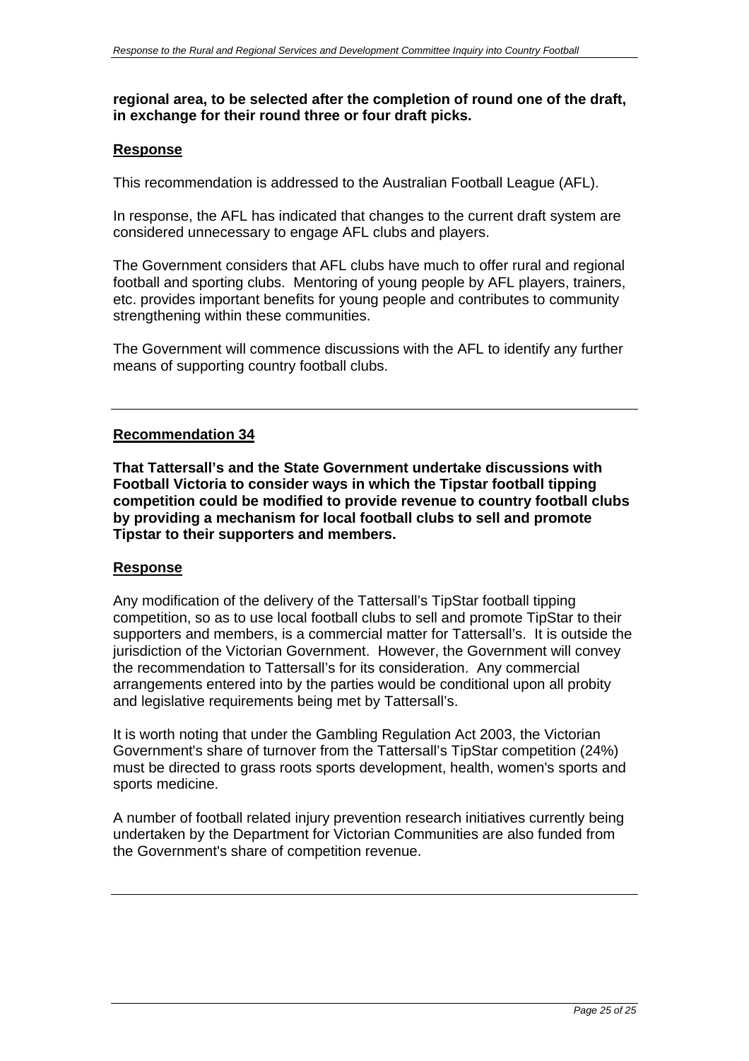**regional area, to be selected after the completion of round one of the draft, in exchange for their round three or four draft picks.**

**Response**

This recommendation is addressed to the Australian Football League (AFL).

In response, the AFL has indicated that changes to the current draft system are considered unnecessary to engage AFL clubs and players.

The Government considers that AFL clubs have much to offer rural and regional football and sporting clubs. Mentoring of young people by AFL players, trainers, etc. provides important benefits for young people and contributes to community strengthening within these communities.

The Government will commence discussions with the AFL to identify any further means of supporting country football clubs.

---

**Recommendation 34**

**That Tattersall's and the State Government undertake discussions with Football Victoria to consider ways in which the Tipstar football tipping competition could be modified to provide revenue to country football clubs by providing a mechanism for local football clubs to sell and promote Tipstar to their supporters and members.**

**Response**

Any modification of the delivery of the Tattersall's TipStar football tipping competition, so as to use local football clubs to sell and promote TipStar to their supporters and members, is a commercial matter for Tattersall's. It is outside the jurisdiction of the Victorian Government. However, the Government will convey the recommendation to Tattersall's for its consideration. Any commercial arrangements entered into by the parties would be conditional upon all probity and legislative requirements being met by Tattersall's.

It is worth noting that under the Gambling Regulation Act 2003, the Victorian Government's share of turnover from the Tattersall's TipStar competition (24%) must be directed to grass roots sports development, health, women's sports and sports medicine.

A number of football related injury prevention research initiatives currently being undertaken by the Department for Victorian Communities are also funded from the Government's share of competition revenue.

---